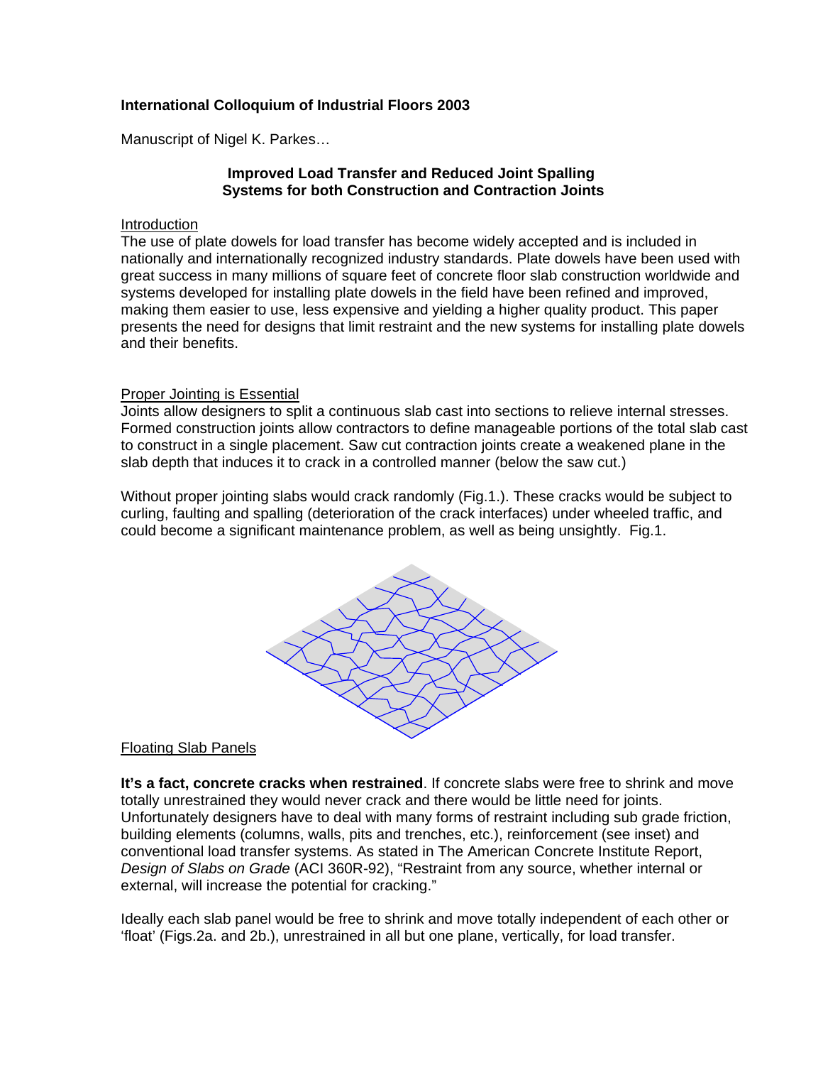**International Colloquium of Industrial Floors 2003**

Manuscript of Nigel K. Parkes…

## Improved Load Transfer and Reduced Joint Spalling Systems for both Construction and Contraction Joints

### Introduction

The use of plate dowels for load transfer has become widely accepted and is included in nationally and internationally recognized industry standards. Plate dowels have been used with great success in many millions of square feet of concrete floor slab construction worldwide and systems developed for installing plate dowels in the field have been refined and improved, making them easier to use, less expensive and yielding a higher quality product. This paper presents the need for designs that limit restraint and the new systems for installing plate dowels and their benefits.

### Proper Jointing is Essential

Joints allow designers to split a continuous slab cast into sections to relieve internal stresses. Formed construction joints allow contractors to define manageable portions of the total slab cast to construct in a single placement. Saw cut contraction joints create a weakened plane in the slab depth that induces it to crack in a controlled manner (below the saw cut.)

Without proper jointing slabs would crack randomly (Fig.1.). These cracks would be subject to curling, faulting and spalling (deterioration of the crack interfaces) under wheeled traffic, and could become a significant maintenance problem, as well as being unsightly. Fig.1.

### Floating Slab Panels

**It's a fact, concrete cracks when restrained**. If concrete slabs were free to shrink and move totally unrestrained they would never crack and there would be little need for joints. Unfortunately designers have to deal with many forms of restraint including sub grade friction, building elements (columns, walls, pits and trenches, etc.), reinforcement (see inset) and conventional load transfer systems. As stated in The American Concrete Institute Report, *Design of Slabs on Grade* (ACI 360R-92), "Restraint from any source, whether internal or external, will increase the potential for cracking."

Ideally each slab panel would be free to shrink and move totally independent of each other or 'float' (Figs.2a. and 2b.), unrestrained in all but one plane, vertically, for load transfer.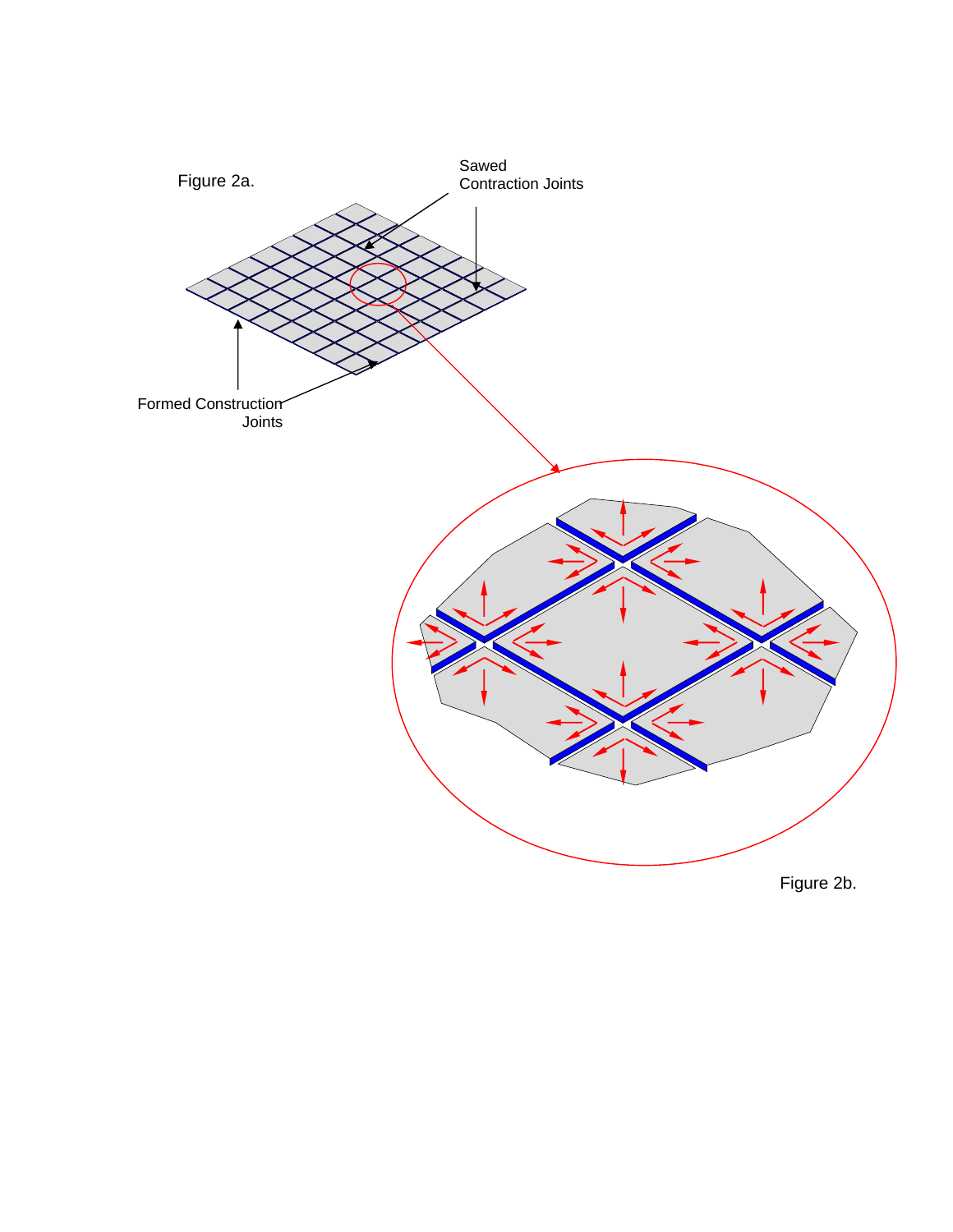Figure 2a.

Sawed Contraction Joints

Formed Construction Joints

Figure 2b.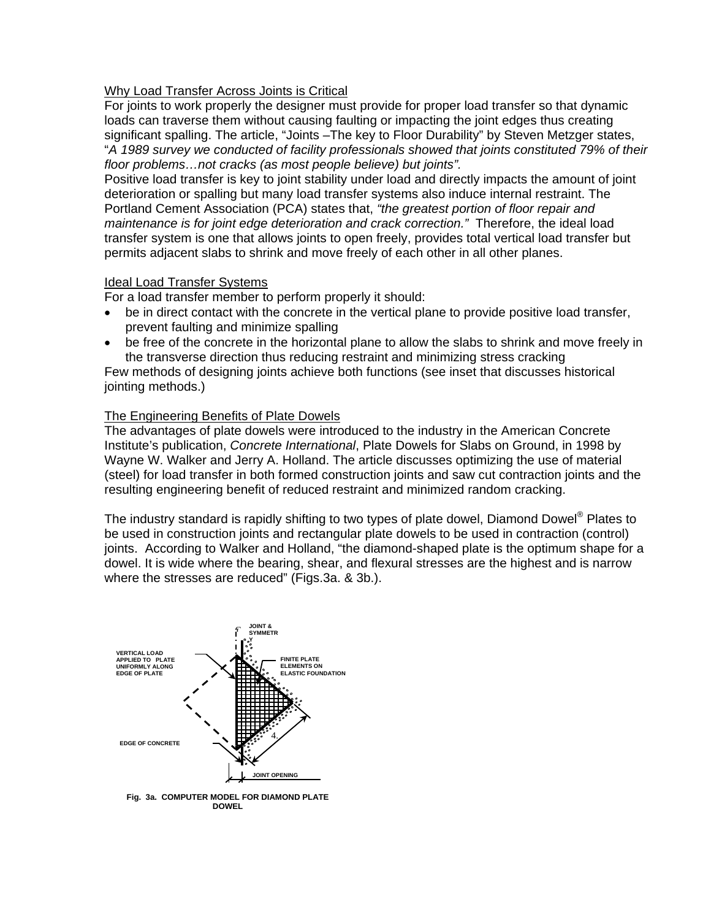## Why Load Transfer Across Joints is Critical

For joints to work properly the designer must provide for proper load transfer so that dynamic loads can traverse them without causing faulting or impacting the joint edges thus creating significant spalling. The article, "Joints –The key to Floor Durability" by Steven Metzger states, "*A 1989 survey we conducted of facility professionals showed that joints constituted 79% of their floor problems…not cracks (as most people believe) but joints".*

Positive load transfer is key to joint stability under load and directly impacts the amount of joint deterioration or spalling but many load transfer systems also induce internal restraint. The Portland Cement Association (PCA) states that, *"the greatest portion of floor repair and maintenance is for joint edge deterioration and crack correction."* Therefore, the ideal load transfer system is one that allows joints to open freely, provides total vertical load transfer but permits adjacent slabs to shrink and move freely of each other in all other planes.

## Ideal Load Transfer Systems

For a load transfer member to perform properly it should:

- be in direct contact with the concrete in the vertical plane to provide positive load transfer, prevent faulting and minimize spalling
- be free of the concrete in the horizontal plane to allow the slabs to shrink and move freely in the transverse direction thus reducing restraint and minimizing stress cracking

Few methods of designing joints achieve both functions (see inset that discusses historical jointing methods.)

## The Engineering Benefits of Plate Dowels

The advantages of plate dowels were introduced to the industry in the American Concrete Institute's publication, *Concrete International*, Plate Dowels for Slabs on Ground, in 1998 by Wayne W. Walker and Jerry A. Holland. The article discusses optimizing the use of material (steel) for load transfer in both formed construction joints and saw cut contraction joints and the resulting engineering benefit of reduced restraint and minimized random cracking.

The industry standard is rapidly shifting to two types of plate dowel, Diamond Dowel® Plates to be used in construction joints and rectangular plate dowels to be used in contraction (control) joints. According to Walker and Holland, "the diamond-shaped plate is the optimum shape for a dowel. It is wide where the bearing, shear, and flexural stresses are the highest and is narrow where the stresses are reduced" (Figs.3a. & 3b.).

JOINT & SYMMETRY

VERTICAL LOAD APPLIED TO PLATE UNIFORMLY ALONG EDGE OF PLATE

FINITE PLATE ELEMENTS ON ELASTIC FOUNDATION

4.

EDGE OF CONCRETE

JOINT OPENING

**Fig. 3a. COMPUTER MODEL FOR DIAMOND PLATE DOWEL**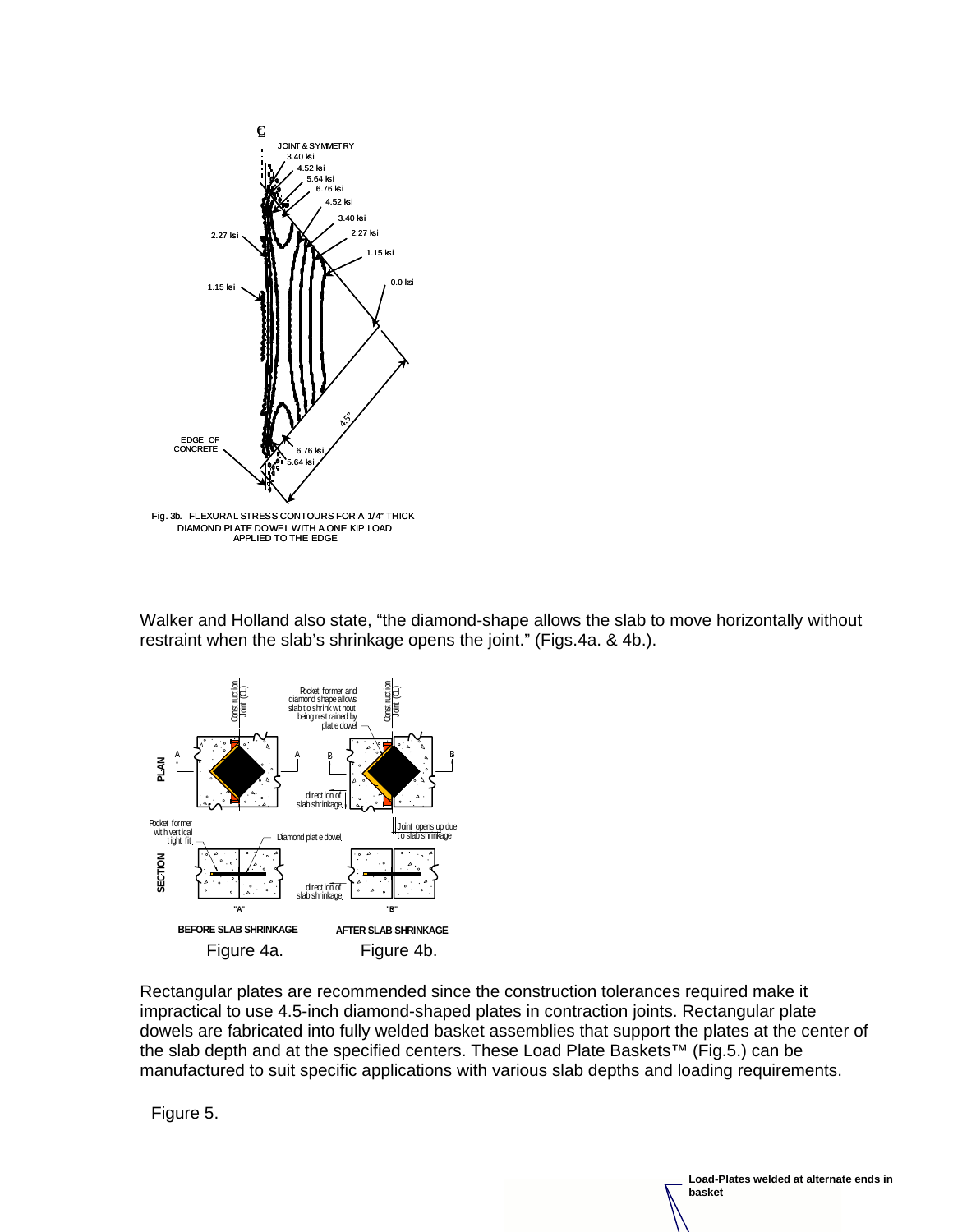Fig. 3b. FLEXURAL STRESS CONTOURS FOR A 1/4" THICK DIAMOND PLATE DOWEL WITH A ONE KIP LOAD APPLIED TO THE EDGE

Walker and Holland also state, "the diamond-shape allows the slab to move horizontally without restraint when the slab's shrinkage opens the joint." (Figs.4a. & 4b.).

Figure 4a. Figure 4b.

Rectangular plates are recommended since the construction tolerances required make it impractical to use 4.5-inch diamond-shaped plates in contraction joints. Rectangular plate dowels are fabricated into fully welded basket assemblies that support the plates at the center of the slab depth and at the specified centers. These Load Plate Baskets™ (Fig.5.) can be manufactured to suit specific applications with various slab depths and loading requirements.

Figure 5.

**Load-Plates welded at alternate ends in basket**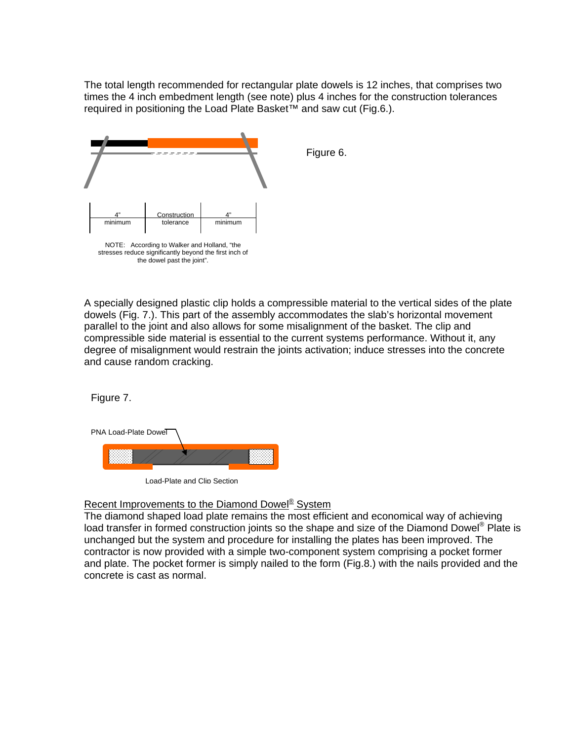The total length recommended for rectangular plate dowels is 12 inches, that comprises two times the 4 inch embedment length (see note) plus 4 inches for the construction tolerances required in positioning the Load Plate Basket™ and saw cut (Fig.6.).

Figure 6.

| 4" minimum | Construction tolerance | 4" minimum |
|---|---|---|

NOTE: According to Walker and Holland, "the stresses reduce significantly beyond the first inch of the dowel past the joint".

A specially designed plastic clip holds a compressible material to the vertical sides of the plate dowels (Fig. 7.). This part of the assembly accommodates the slab's horizontal movement parallel to the joint and also allows for some misalignment of the basket. The clip and compressible side material is essential to the current systems performance. Without it, any degree of misalignment would restrain the joints activation; induce stresses into the concrete and cause random cracking.

Figure 7.

PNA Load-Plate Dowel

Load-Plate and Clip Section

## Recent Improvements to the Diamond Dowel® System

The diamond shaped load plate remains the most efficient and economical way of achieving load transfer in formed construction joints so the shape and size of the Diamond Dowel® Plate is unchanged but the system and procedure for installing the plates has been improved. The contractor is now provided with a simple two-component system comprising a pocket former and plate. The pocket former is simply nailed to the form (Fig.8.) with the nails provided and the concrete is cast as normal.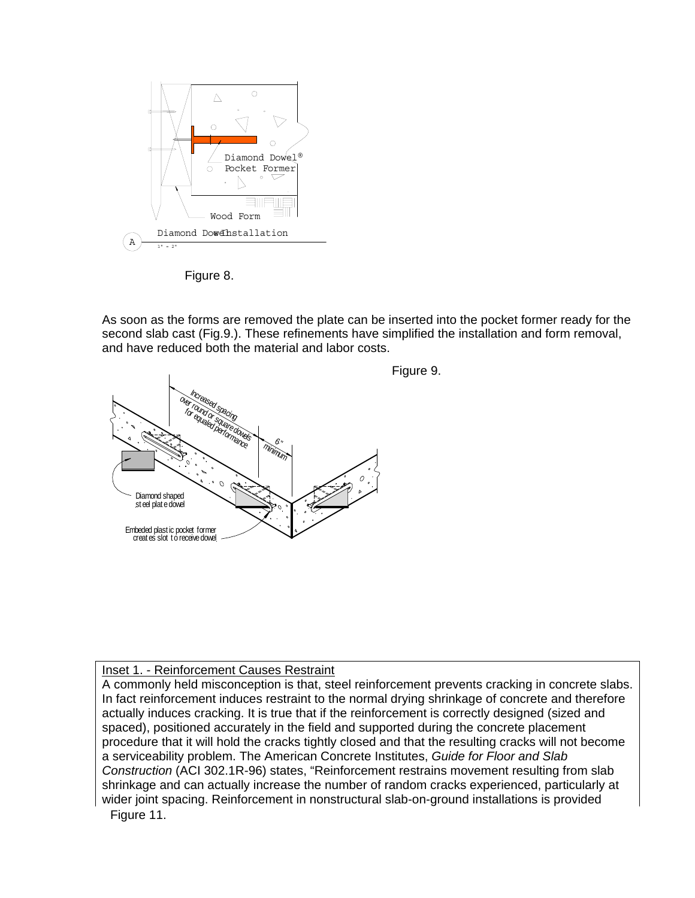Figure 8.

As soon as the forms are removed the plate can be inserted into the pocket former ready for the second slab cast (Fig.9.). These refinements have simplified the installation and form removal, and have reduced both the material and labor costs.

Figure 9.

Inset 1. - Reinforcement Causes Restraint

A commonly held misconception is that, steel reinforcement prevents cracking in concrete slabs. In fact reinforcement induces restraint to the normal drying shrinkage of concrete and therefore actually induces cracking. It is true that if the reinforcement is correctly designed (sized and spaced), positioned accurately in the field and supported during the concrete placement procedure that it will hold the cracks tightly closed and that the resulting cracks will not become a serviceability problem. The American Concrete Institutes, *Guide for Floor and Slab Construction* (ACI 302.1R-96) states, "Reinforcement restrains movement resulting from slab shrinkage and can actually increase the number of random cracks experienced, particularly at wider joint spacing. Reinforcement in nonstructural slab-on-ground installations is provided

Figure 11.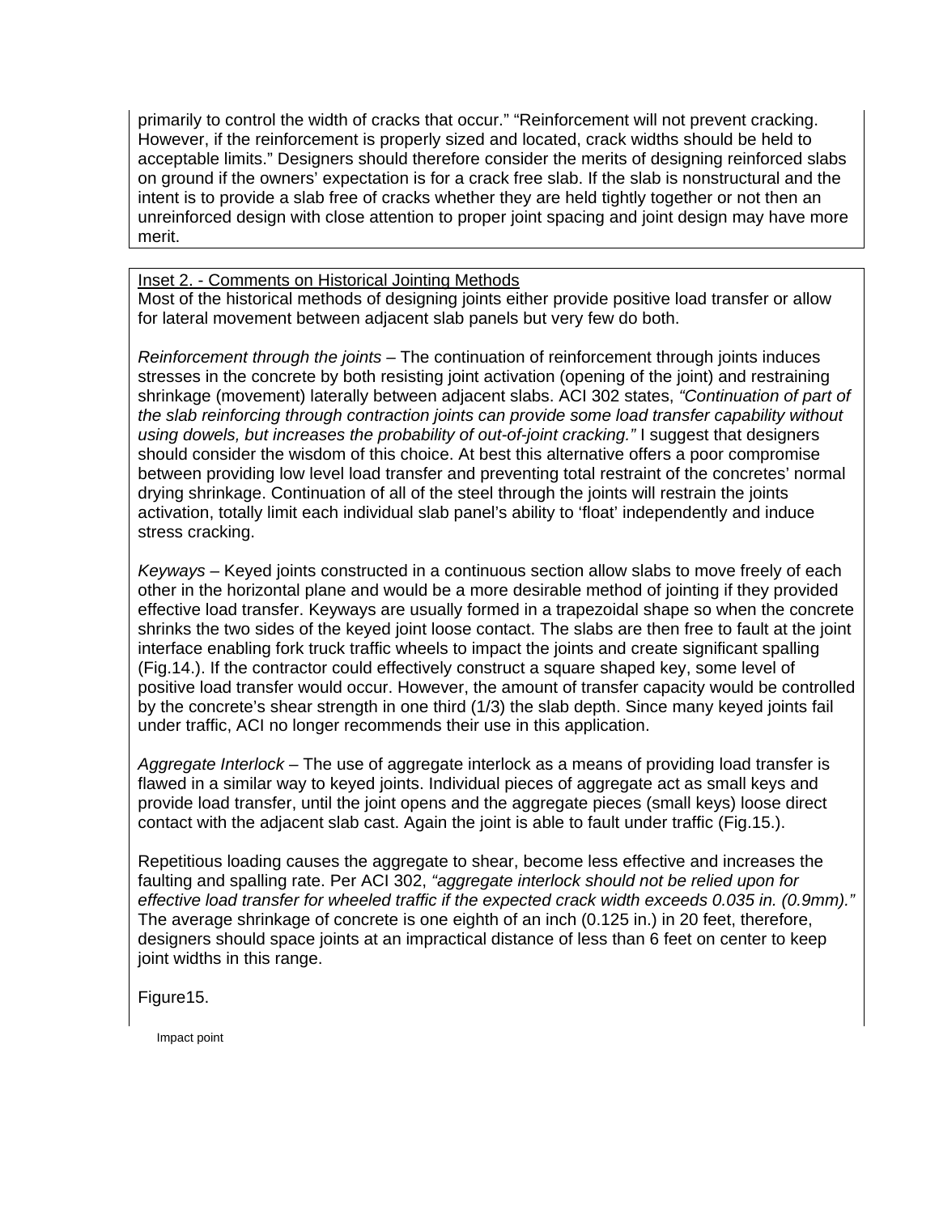primarily to control the width of cracks that occur." "Reinforcement will not prevent cracking. However, if the reinforcement is properly sized and located, crack widths should be held to acceptable limits." Designers should therefore consider the merits of designing reinforced slabs on ground if the owners' expectation is for a crack free slab. If the slab is nonstructural and the intent is to provide a slab free of cracks whether they are held tightly together or not then an unreinforced design with close attention to proper joint spacing and joint design may have more merit.

Inset 2. - Comments on Historical Jointing Methods

Most of the historical methods of designing joints either provide positive load transfer or allow for lateral movement between adjacent slab panels but very few do both.

*Reinforcement through the joints* – The continuation of reinforcement through joints induces stresses in the concrete by both resisting joint activation (opening of the joint) and restraining shrinkage (movement) laterally between adjacent slabs. ACI 302 states, *"Continuation of part of the slab reinforcing through contraction joints can provide some load transfer capability without using dowels, but increases the probability of out-of-joint cracking."* I suggest that designers should consider the wisdom of this choice. At best this alternative offers a poor compromise between providing low level load transfer and preventing total restraint of the concretes' normal drying shrinkage. Continuation of all of the steel through the joints will restrain the joints activation, totally limit each individual slab panel's ability to 'float' independently and induce stress cracking.

*Keyways* – Keyed joints constructed in a continuous section allow slabs to move freely of each other in the horizontal plane and would be a more desirable method of jointing if they provided effective load transfer. Keyways are usually formed in a trapezoidal shape so when the concrete shrinks the two sides of the keyed joint loose contact. The slabs are then free to fault at the joint interface enabling fork truck traffic wheels to impact the joints and create significant spalling (Fig.14.). If the contractor could effectively construct a square shaped key, some level of positive load transfer would occur. However, the amount of transfer capacity would be controlled by the concrete's shear strength in one third (1/3) the slab depth. Since many keyed joints fail under traffic, ACI no longer recommends their use in this application.

*Aggregate Interlock* – The use of aggregate interlock as a means of providing load transfer is flawed in a similar way to keyed joints. Individual pieces of aggregate act as small keys and provide load transfer, until the joint opens and the aggregate pieces (small keys) loose direct contact with the adjacent slab cast. Again the joint is able to fault under traffic (Fig.15.).

Repetitious loading causes the aggregate to shear, become less effective and increases the faulting and spalling rate. Per ACI 302, *"aggregate interlock should not be relied upon for effective load transfer for wheeled traffic if the expected crack width exceeds 0.035 in. (0.9mm)."* The average shrinkage of concrete is one eighth of an inch (0.125 in.) in 20 feet, therefore, designers should space joints at an impractical distance of less than 6 feet on center to keep joint widths in this range.

Figure15.

Impact point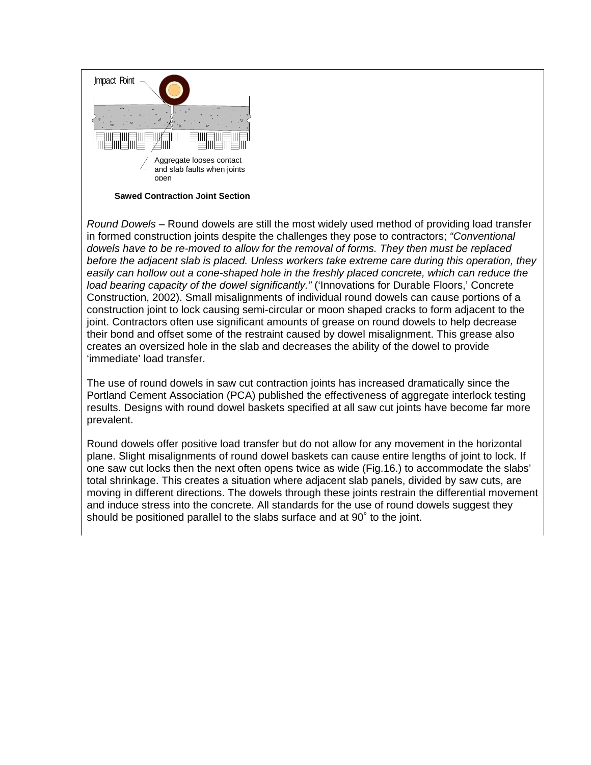Impact Point

Aggregate looses contact and slab faults when joints open

**Sawed Contraction Joint Section**

*Round Dowels* – Round dowels are still the most widely used method of providing load transfer in formed construction joints despite the challenges they pose to contractors; *"Conventional dowels have to be re-moved to allow for the removal of forms. They then must be replaced before the adjacent slab is placed. Unless workers take extreme care during this operation, they easily can hollow out a cone-shaped hole in the freshly placed concrete, which can reduce the load bearing capacity of the dowel significantly."* ('Innovations for Durable Floors,' Concrete Construction, 2002). Small misalignments of individual round dowels can cause portions of a construction joint to lock causing semi-circular or moon shaped cracks to form adjacent to the joint. Contractors often use significant amounts of grease on round dowels to help decrease their bond and offset some of the restraint caused by dowel misalignment. This grease also creates an oversized hole in the slab and decreases the ability of the dowel to provide 'immediate' load transfer.

The use of round dowels in saw cut contraction joints has increased dramatically since the Portland Cement Association (PCA) published the effectiveness of aggregate interlock testing results. Designs with round dowel baskets specified at all saw cut joints have become far more prevalent.

Round dowels offer positive load transfer but do not allow for any movement in the horizontal plane. Slight misalignments of round dowel baskets can cause entire lengths of joint to lock. If one saw cut locks then the next often opens twice as wide (Fig.16.) to accommodate the slabs' total shrinkage. This creates a situation where adjacent slab panels, divided by saw cuts, are moving in different directions. The dowels through these joints restrain the differential movement and induce stress into the concrete. All standards for the use of round dowels suggest they should be positioned parallel to the slabs surface and at 90˚ to the joint.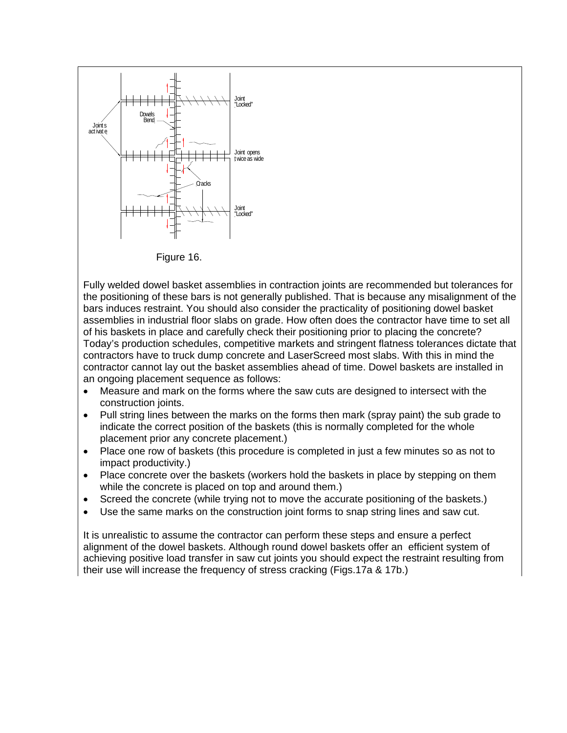Figure 16.

Fully welded dowel basket assemblies in contraction joints are recommended but tolerances for the positioning of these bars is not generally published. That is because any misalignment of the bars induces restraint. You should also consider the practicality of positioning dowel basket assemblies in industrial floor slabs on grade. How often does the contractor have time to set all of his baskets in place and carefully check their positioning prior to placing the concrete? Today's production schedules, competitive markets and stringent flatness tolerances dictate that contractors have to truck dump concrete and LaserScreed most slabs. With this in mind the contractor cannot lay out the basket assemblies ahead of time. Dowel baskets are installed in an ongoing placement sequence as follows:

- Measure and mark on the forms where the saw cuts are designed to intersect with the construction joints.
- Pull string lines between the marks on the forms then mark (spray paint) the sub grade to indicate the correct position of the baskets (this is normally completed for the whole placement prior any concrete placement.)
- Place one row of baskets (this procedure is completed in just a few minutes so as not to impact productivity.)
- Place concrete over the baskets (workers hold the baskets in place by stepping on them while the concrete is placed on top and around them.)
- Screed the concrete (while trying not to move the accurate positioning of the baskets.)
- Use the same marks on the construction joint forms to snap string lines and saw cut.

It is unrealistic to assume the contractor can perform these steps and ensure a perfect alignment of the dowel baskets. Although round dowel baskets offer an efficient system of achieving positive load transfer in saw cut joints you should expect the restraint resulting from their use will increase the frequency of stress cracking (Figs.17a & 17b.)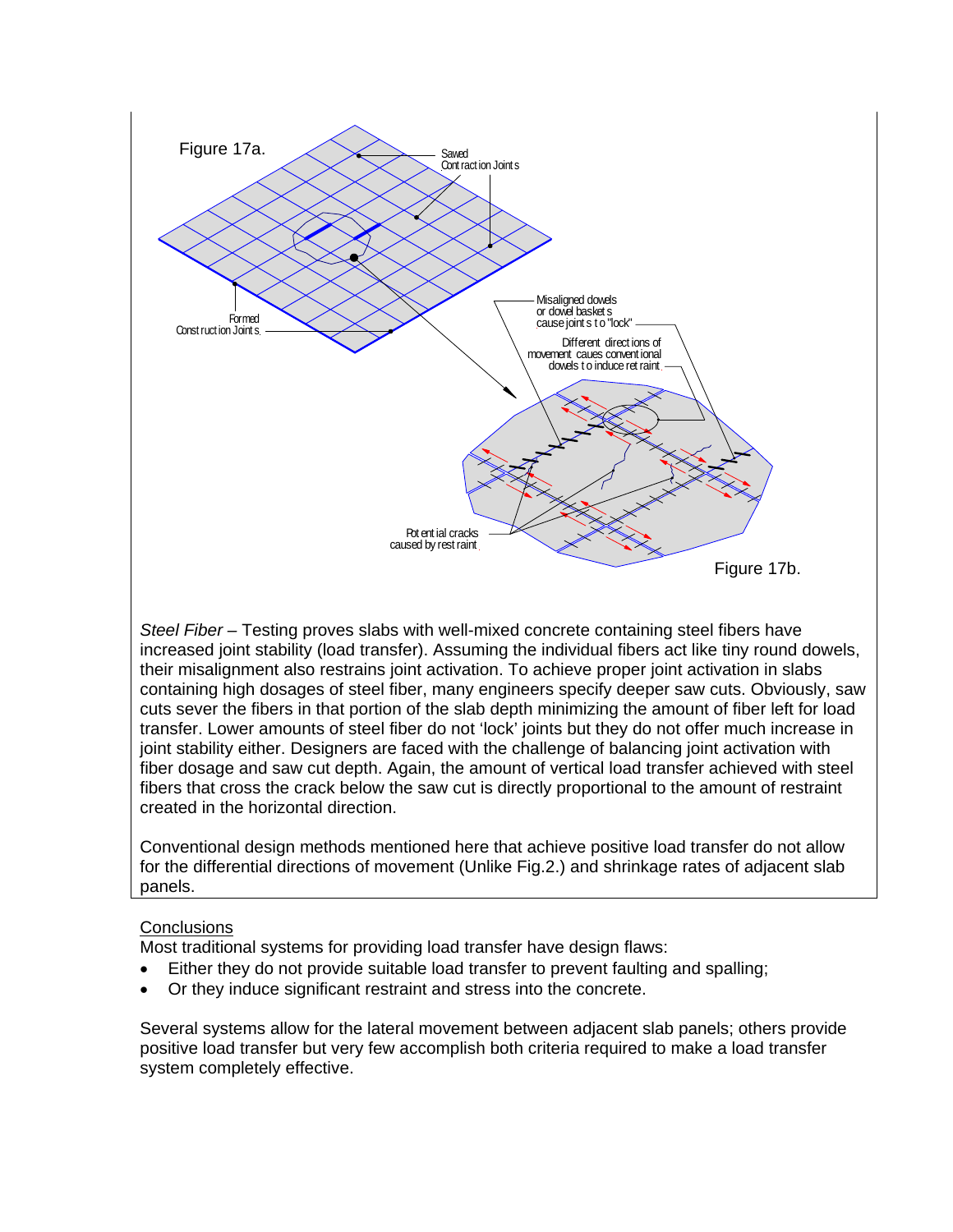Figure 17a.

Sawed Contraction Joints

Formed Construction Joints

Misaligned dowels or dowel baskets cause joints to "lock"

Different directions of movement caues conventional dowels to induce retraint

Potential cracks caused by restraint

Figure 17b.

*Steel Fiber* – Testing proves slabs with well-mixed concrete containing steel fibers have increased joint stability (load transfer). Assuming the individual fibers act like tiny round dowels, their misalignment also restrains joint activation. To achieve proper joint activation in slabs containing high dosages of steel fiber, many engineers specify deeper saw cuts. Obviously, saw cuts sever the fibers in that portion of the slab depth minimizing the amount of fiber left for load transfer. Lower amounts of steel fiber do not 'lock' joints but they do not offer much increase in joint stability either. Designers are faced with the challenge of balancing joint activation with fiber dosage and saw cut depth. Again, the amount of vertical load transfer achieved with steel fibers that cross the crack below the saw cut is directly proportional to the amount of restraint created in the horizontal direction.

Conventional design methods mentioned here that achieve positive load transfer do not allow for the differential directions of movement (Unlike Fig.2.) and shrinkage rates of adjacent slab panels.

## Conclusions

Most traditional systems for providing load transfer have design flaws:

- Either they do not provide suitable load transfer to prevent faulting and spalling;
- Or they induce significant restraint and stress into the concrete.

Several systems allow for the lateral movement between adjacent slab panels; others provide positive load transfer but very few accomplish both criteria required to make a load transfer system completely effective.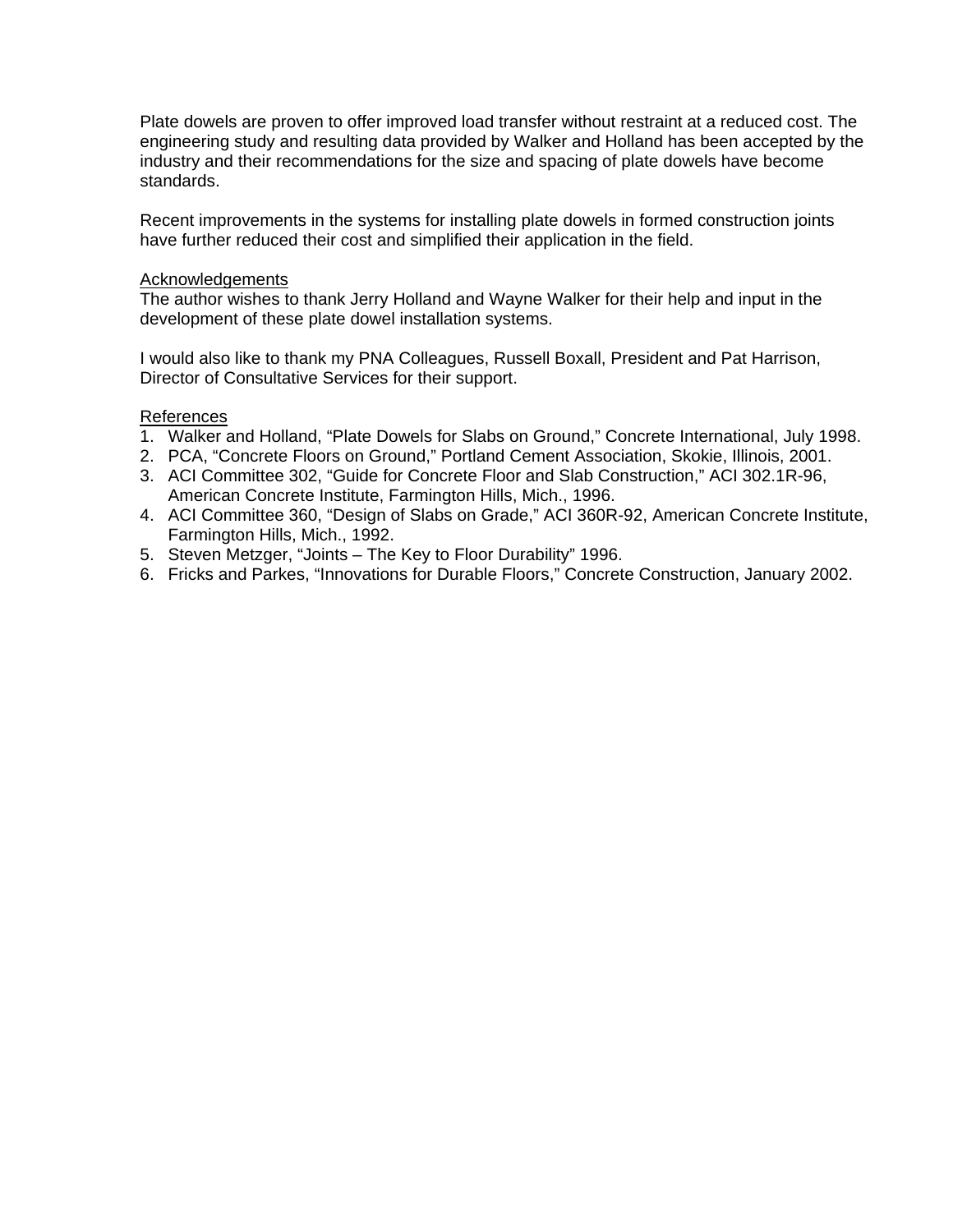Plate dowels are proven to offer improved load transfer without restraint at a reduced cost. The engineering study and resulting data provided by Walker and Holland has been accepted by the industry and their recommendations for the size and spacing of plate dowels have become standards.

Recent improvements in the systems for installing plate dowels in formed construction joints have further reduced their cost and simplified their application in the field.

<u>Acknowledgements</u>

The author wishes to thank Jerry Holland and Wayne Walker for their help and input in the development of these plate dowel installation systems.

I would also like to thank my PNA Colleagues, Russell Boxall, President and Pat Harrison, Director of Consultative Services for their support.

<u>References</u>

1. Walker and Holland, "Plate Dowels for Slabs on Ground," Concrete International, July 1998.
2. PCA, "Concrete Floors on Ground," Portland Cement Association, Skokie, Illinois, 2001.
3. ACI Committee 302, "Guide for Concrete Floor and Slab Construction," ACI 302.1R-96, American Concrete Institute, Farmington Hills, Mich., 1996.
4. ACI Committee 360, "Design of Slabs on Grade," ACI 360R-92, American Concrete Institute, Farmington Hills, Mich., 1992.
5. Steven Metzger, "Joints – The Key to Floor Durability" 1996.
6. Fricks and Parkes, "Innovations for Durable Floors," Concrete Construction, January 2002.